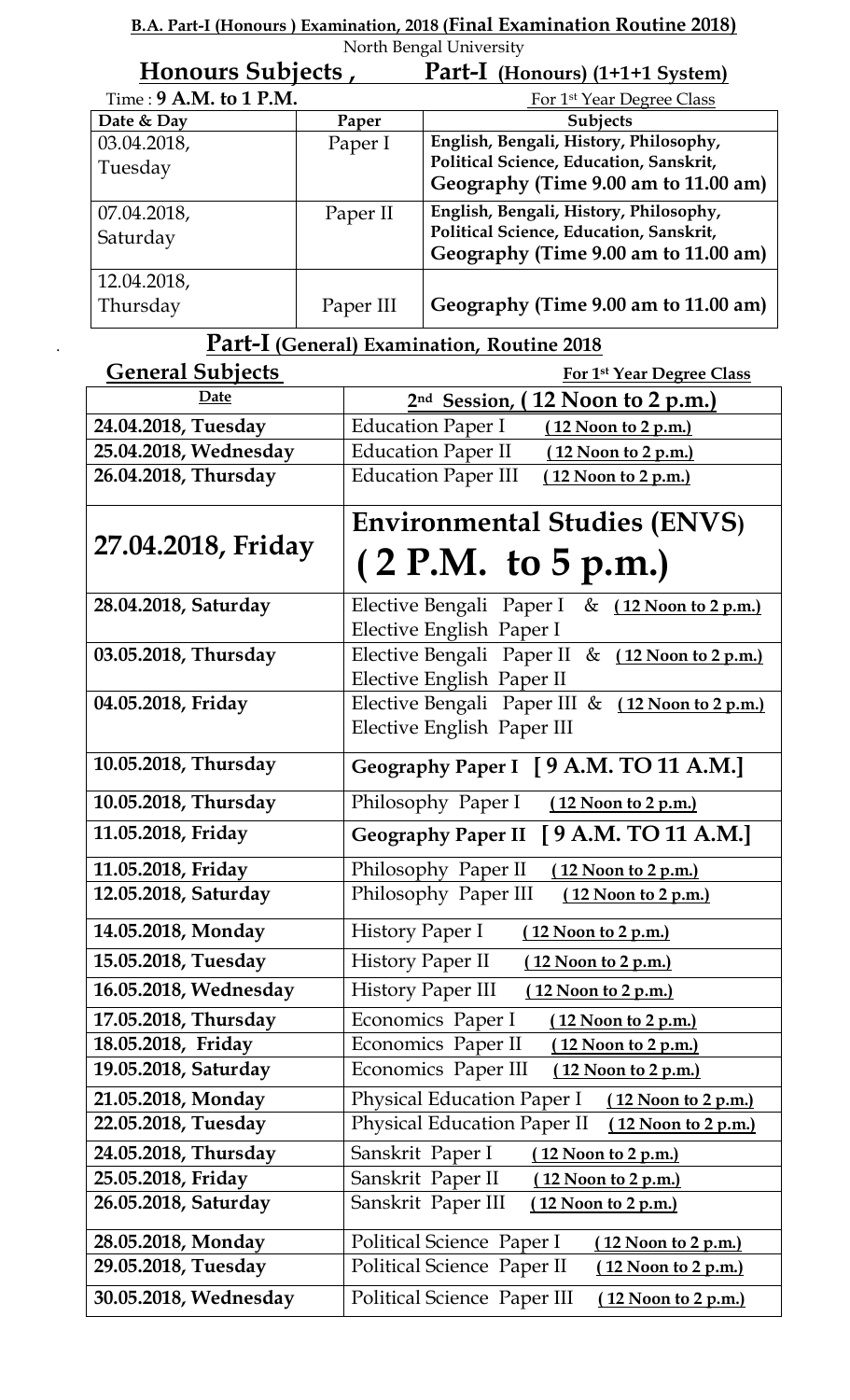**B.A. Part-I (Honours ) Examination, 2018 (Final Examination Routine 2018)**

North Bengal University

## Honours Subjects , Part-I (Honours) (1+1+1 System)

Time : **9 A.M. to 1 P.M.** For 1st Year Degree Class

| Date & Day | Paper | Subjects |
|---|---|---|
| 03.04.2018, Tuesday | Paper I | **English, Bengali, History, Philosophy, Political Science, Education, Sanskrit, Geography (Time 9.00 am to 11.00 am)** |
| 07.04.2018, Saturday | Paper II | **English, Bengali, History, Philosophy, Political Science, Education, Sanskrit, Geography (Time 9.00 am to 11.00 am)** |
| 12.04.2018, Thursday | Paper III | **Geography (Time 9.00 am to 11.00 am)** |

## Part-I (General) Examination, Routine 2018

**General Subjects** **For 1st Year Degree Class**

| Date | 2nd Session, ( 12 Noon to 2 p.m.) |
|---|---|
| **24.04.2018, Tuesday** | Education Paper I (12 Noon to 2 p.m.) |
| **25.04.2018, Wednesday** | Education Paper II (12 Noon to 2 p.m.) |
| **26.04.2018, Thursday** | Education Paper III (12 Noon to 2 p.m.) |
| **27.04.2018, Friday** | **Environmental Studies (ENVS) ( 2 P.M. to 5 p.m.)** |
| **28.04.2018, Saturday** | Elective Bengali Paper I & (12 Noon to 2 p.m.) Elective English Paper I |
| **03.05.2018, Thursday** | Elective Bengali Paper II & (12 Noon to 2 p.m.) Elective English Paper II |
| **04.05.2018, Friday** | Elective Bengali Paper III & (12 Noon to 2 p.m.) Elective English Paper III |
| **10.05.2018, Thursday** | **Geography Paper I [ 9 A.M. TO 11 A.M.]** |
| **10.05.2018, Thursday** | Philosophy Paper I (12 Noon to 2 p.m.) |
| **11.05.2018, Friday** | **Geography Paper II [ 9 A.M. TO 11 A.M.]** |
| **11.05.2018, Friday** | Philosophy Paper II (12 Noon to 2 p.m.) |
| **12.05.2018, Saturday** | Philosophy Paper III (12 Noon to 2 p.m.) |
| **14.05.2018, Monday** | History Paper I (12 Noon to 2 p.m.) |
| **15.05.2018, Tuesday** | History Paper II (12 Noon to 2 p.m.) |
| **16.05.2018, Wednesday** | History Paper III (12 Noon to 2 p.m.) |
| **17.05.2018, Thursday** | Economics Paper I (12 Noon to 2 p.m.) |
| **18.05.2018, Friday** | Economics Paper II (12 Noon to 2 p.m.) |
| **19.05.2018, Saturday** | Economics Paper III (12 Noon to 2 p.m.) |
| **21.05.2018, Monday** | Physical Education Paper I (12 Noon to 2 p.m.) |
| **22.05.2018, Tuesday** | Physical Education Paper II (12 Noon to 2 p.m.) |
| **24.05.2018, Thursday** | Sanskrit Paper I (12 Noon to 2 p.m.) |
| **25.05.2018, Friday** | Sanskrit Paper II (12 Noon to 2 p.m.) |
| **26.05.2018, Saturday** | Sanskrit Paper III (12 Noon to 2 p.m.) |
| **28.05.2018, Monday** | Political Science Paper I (12 Noon to 2 p.m.) |
| **29.05.2018, Tuesday** | Political Science Paper II (12 Noon to 2 p.m.) |
| **30.05.2018, Wednesday** | Political Science Paper III (12 Noon to 2 p.m.) |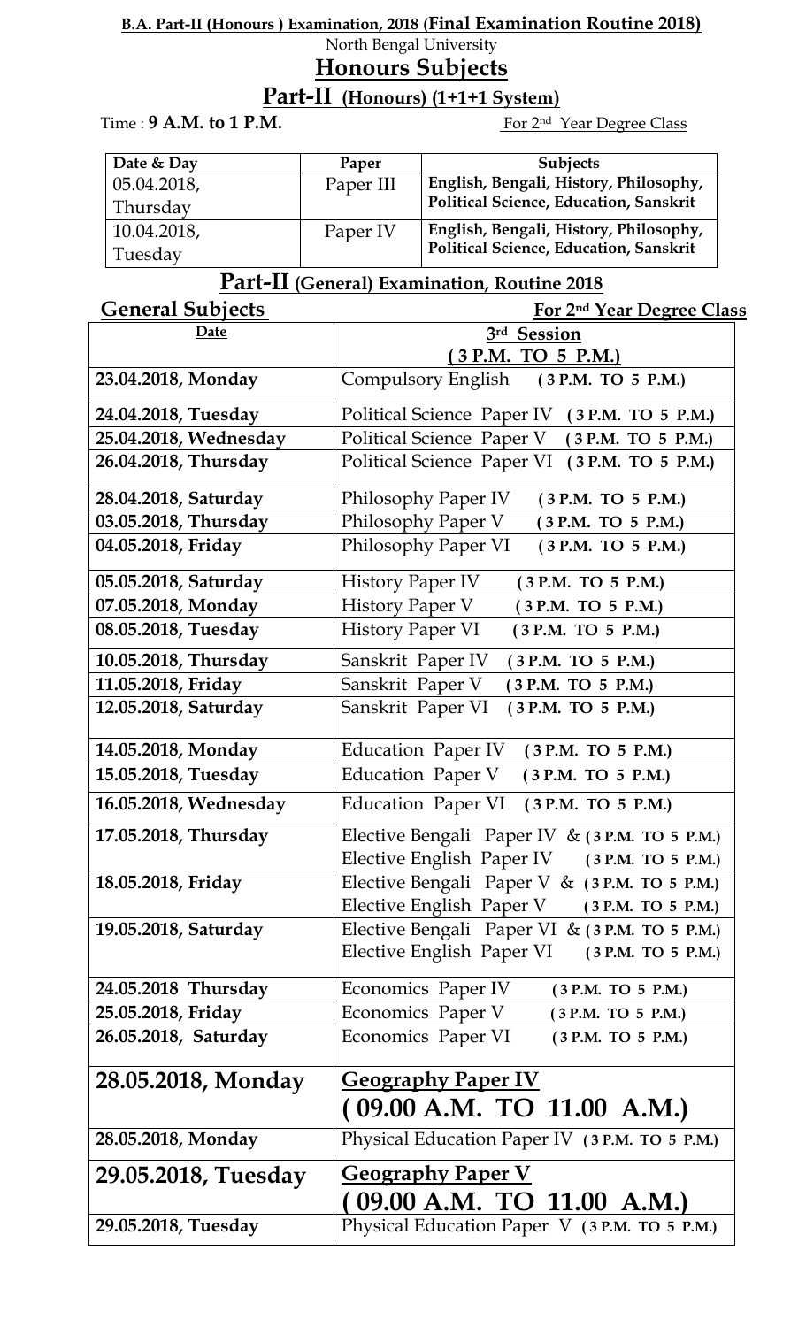**B.A. Part-II (Honours ) Examination, 2018 (Final Examination Routine 2018)**

North Bengal University

## Honours Subjects

## Part-II (Honours) (1+1+1 System)

Time : **9 A.M. to 1 P.M.** For 2nd Year Degree Class

| Date & Day | Paper | Subjects |
|---|---|---|
| 05.04.2018, Thursday | Paper III | **English, Bengali, History, Philosophy, Political Science, Education, Sanskrit** |
| 10.04.2018, Tuesday | Paper IV | **English, Bengali, History, Philosophy, Political Science, Education, Sanskrit** |

## Part-II (General) Examination, Routine 2018

**General Subjects** **For 2nd Year Degree Class**

| Date | 3rd Session (3 P.M. TO 5 P.M.) |
|---|---|
| **23.04.2018, Monday** | Compulsory English **(3 P.M. TO 5 P.M.)** |
| **24.04.2018, Tuesday** | Political Science Paper IV **(3 P.M. TO 5 P.M.)** |
| **25.04.2018, Wednesday** | Political Science Paper V **(3 P.M. TO 5 P.M.)** |
| **26.04.2018, Thursday** | Political Science Paper VI **(3 P.M. TO 5 P.M.)** |
| **28.04.2018, Saturday** | Philosophy Paper IV **(3 P.M. TO 5 P.M.)** |
| **03.05.2018, Thursday** | Philosophy Paper V **(3 P.M. TO 5 P.M.)** |
| **04.05.2018, Friday** | Philosophy Paper VI **(3 P.M. TO 5 P.M.)** |
| **05.05.2018, Saturday** | History Paper IV **(3 P.M. TO 5 P.M.)** |
| **07.05.2018, Monday** | History Paper V **(3 P.M. TO 5 P.M.)** |
| **08.05.2018, Tuesday** | History Paper VI **(3 P.M. TO 5 P.M.)** |
| **10.05.2018, Thursday** | Sanskrit Paper IV **(3 P.M. TO 5 P.M.)** |
| **11.05.2018, Friday** | Sanskrit Paper V **(3 P.M. TO 5 P.M.)** |
| **12.05.2018, Saturday** | Sanskrit Paper VI **(3 P.M. TO 5 P.M.)** |
| **14.05.2018, Monday** | Education Paper IV **(3 P.M. TO 5 P.M.)** |
| **15.05.2018, Tuesday** | Education Paper V **(3 P.M. TO 5 P.M.)** |
| **16.05.2018, Wednesday** | Education Paper VI **(3 P.M. TO 5 P.M.)** |
| **17.05.2018, Thursday** | Elective Bengali Paper IV & **(3 P.M. TO 5 P.M.)**<br>Elective English Paper IV **(3 P.M. TO 5 P.M.)** |
| **18.05.2018, Friday** | Elective Bengali Paper V & **(3 P.M. TO 5 P.M.)**<br>Elective English Paper V **(3 P.M. TO 5 P.M.)** |
| **19.05.2018, Saturday** | Elective Bengali Paper VI & **(3 P.M. TO 5 P.M.)**<br>Elective English Paper VI **(3 P.M. TO 5 P.M.)** |
| **24.05.2018 Thursday** | Economics Paper IV **(3 P.M. TO 5 P.M.)** |
| **25.05.2018, Friday** | Economics Paper V **(3 P.M. TO 5 P.M.)** |
| **26.05.2018, Saturday** | Economics Paper VI **(3 P.M. TO 5 P.M.)** |
| **28.05.2018, Monday** | **Geography Paper IV (09.00 A.M. TO 11.00 A.M.)** |
| **28.05.2018, Monday** | Physical Education Paper IV **(3 P.M. TO 5 P.M.)** |
| **29.05.2018, Tuesday** | **Geography Paper V (09.00 A.M. TO 11.00 A.M.)** |
| **29.05.2018, Tuesday** | Physical Education Paper V **(3 P.M. TO 5 P.M.)** |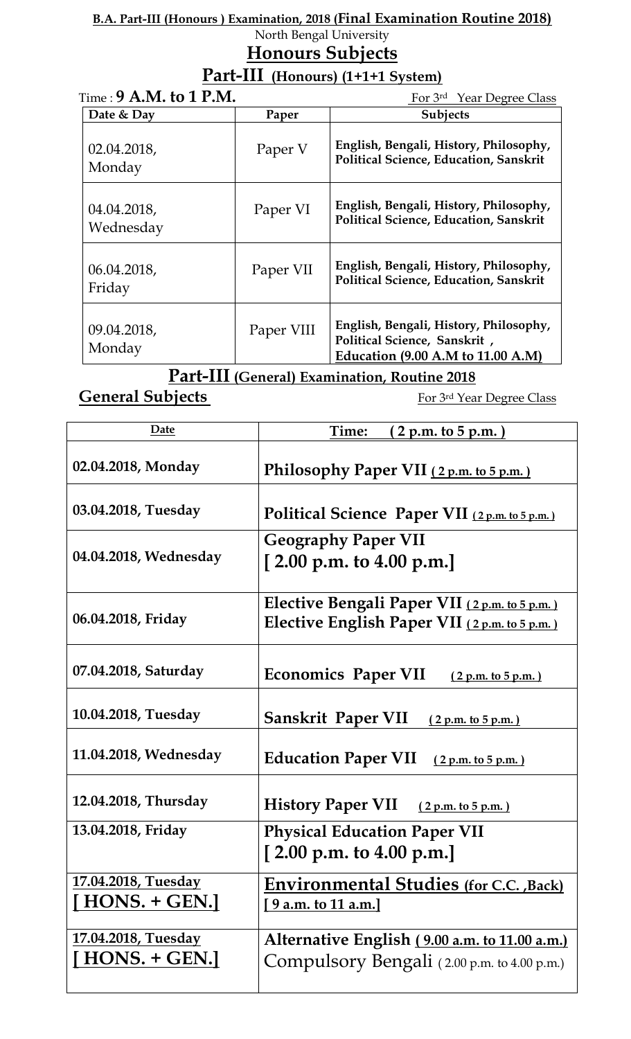**B.A. Part-III (Honours ) Examination, 2018 (Final Examination Routine 2018)**

North Bengal University

## Honours Subjects

## Part-III (Honours) (1+1+1 System)

Time : **9 A.M. to 1 P.M.** For 3rd Year Degree Class

| Date & Day | Paper | Subjects |
|---|---|---|
| 02.04.2018, Monday | Paper V | **English, Bengali, History, Philosophy, Political Science, Education, Sanskrit** |
| 04.04.2018, Wednesday | Paper VI | **English, Bengali, History, Philosophy, Political Science, Education, Sanskrit** |
| 06.04.2018, Friday | Paper VII | **English, Bengali, History, Philosophy, Political Science, Education, Sanskrit** |
| 09.04.2018, Monday | Paper VIII | **English, Bengali, History, Philosophy, Political Science, Sanskrit , Education (9.00 A.M to 11.00 A.M)** |

## Part-III (General) Examination, Routine 2018

**General Subjects** For 3rd Year Degree Class

| Date | Time: ( 2 p.m. to 5 p.m. ) |
|---|---|
| **02.04.2018, Monday** | **Philosophy Paper VII ( 2 p.m. to 5 p.m. )** |
| **03.04.2018, Tuesday** | **Political Science Paper VII ( 2 p.m. to 5 p.m. )** |
| **04.04.2018, Wednesday** | **Geography Paper VII [ 2.00 p.m. to 4.00 p.m.]** |
| **06.04.2018, Friday** | **Elective Bengali Paper VII ( 2 p.m. to 5 p.m. )** **Elective English Paper VII ( 2 p.m. to 5 p.m. )** |
| **07.04.2018, Saturday** | **Economics Paper VII ( 2 p.m. to 5 p.m. )** |
| **10.04.2018, Tuesday** | **Sanskrit Paper VII ( 2 p.m. to 5 p.m. )** |
| **11.04.2018, Wednesday** | **Education Paper VII ( 2 p.m. to 5 p.m. )** |
| **12.04.2018, Thursday** | **History Paper VII ( 2 p.m. to 5 p.m. )** |
| **13.04.2018, Friday** | **Physical Education Paper VII [ 2.00 p.m. to 4.00 p.m.]** |
| **17.04.2018, Tuesday [ HONS. + GEN.]** | **Environmental Studies (for C.C. ,Back) [ 9 a.m. to 11 a.m.]** |
| **17.04.2018, Tuesday [ HONS. + GEN.]** | **Alternative English ( 9.00 a.m. to 11.00 a.m.)** Compulsory Bengali ( 2.00 p.m. to 4.00 p.m.) |